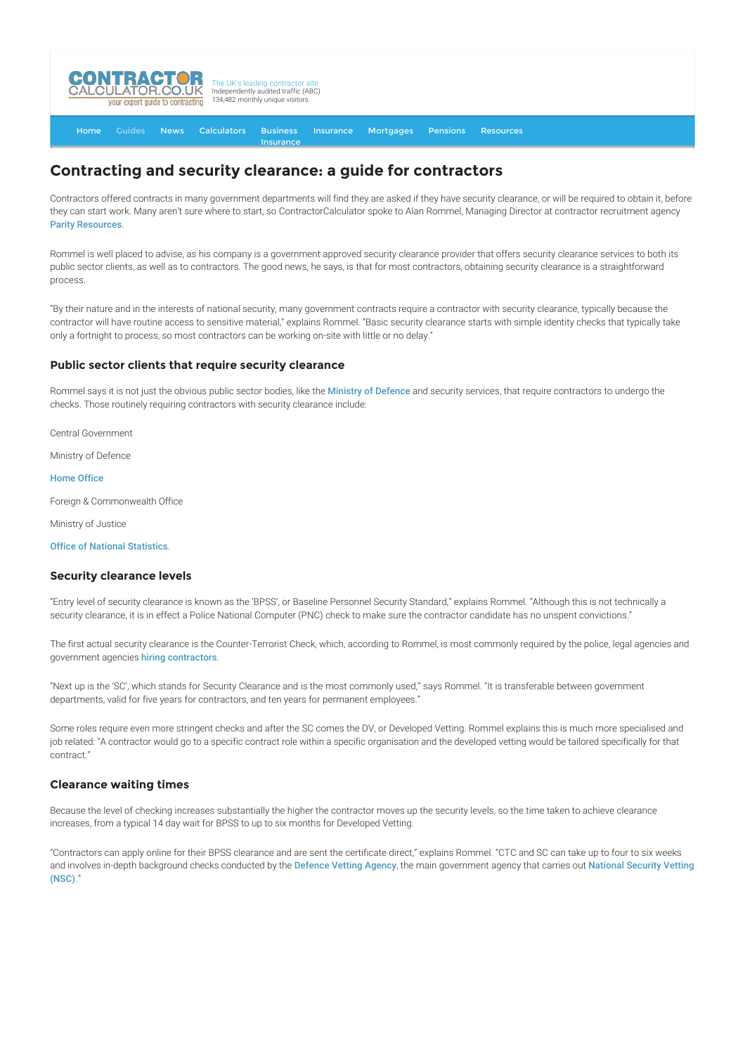# Contracting and security clearance: a guide for contractors

Contractors offered contracts in many government departments will find they are asked if they have security clearance, or will be required to obtain it, before they can start work. Many aren't sure where to start, so ContractorCalculator spoke to Alan Rommel, Managing Director at contractor recruitment agency Parity Resources.

Rommel is well placed to advise, as his company is a government approved security clearance provider that offers security clearance services to both its public sector clients, as well as to contractors. The good news, he says, is that for most contractors, obtaining security clearance is a straightforward process.

"By their nature and in the interests of national security, many government contracts require a contractor with security clearance, typically because the contractor will have routine access to sensitive material," explains Rommel. "Basic security clearance starts with simple identity checks that typically take only a fortnight to process, so most contractors can be working on-site with little or no delay."

## Public sector clients that require security clearance

Rommel says it is not just the obvious public sector bodies, like the Ministry of Defence and security services, that require contractors to undergo the checks. Those routinely requiring contractors with security clearance include:

Central Government

Ministry of Defence

Home Office

Foreign & Commonwealth Office

Ministry of Justice

Office of National Statistics.

## Security clearance levels

"Entry level of security clearance is known as the 'BPSS', or Baseline Personnel Security Standard," explains Rommel. "Although this is not technically a security clearance, it is in effect a Police National Computer (PNC) check to make sure the contractor candidate has no unspent convictions."

The first actual security clearance is the Counter-Terrorist Check, which, according to Rommel, is most commonly required by the police, legal agencies and government agencies hiring contractors.

"Next up is the 'SC', which stands for Security Clearance and is the most commonly used," says Rommel. "It is transferable between government departments, valid for five years for contractors, and ten years for permanent employees."

Some roles require even more stringent checks and after the SC comes the DV, or Developed Vetting. Rommel explains this is much more specialised and job related: "A contractor would go to a specific contract role within a specific organisation and the developed vetting would be tailored specifically for that contract."

## Clearance waiting times

Because the level of checking increases substantially the higher the contractor moves up the security levels, so the time taken to achieve clearance increases, from a typical 14 day wait for BPSS to up to six months for Developed Vetting.

"Contractors can apply online for their BPSS clearance and are sent the certificate direct," explains Rommel. "CTC and SC can take up to four to six weeks and involves in-depth background checks conducted by the Defence Vetting Agency, the main government agency that carries out National Security Vetting (NSC)."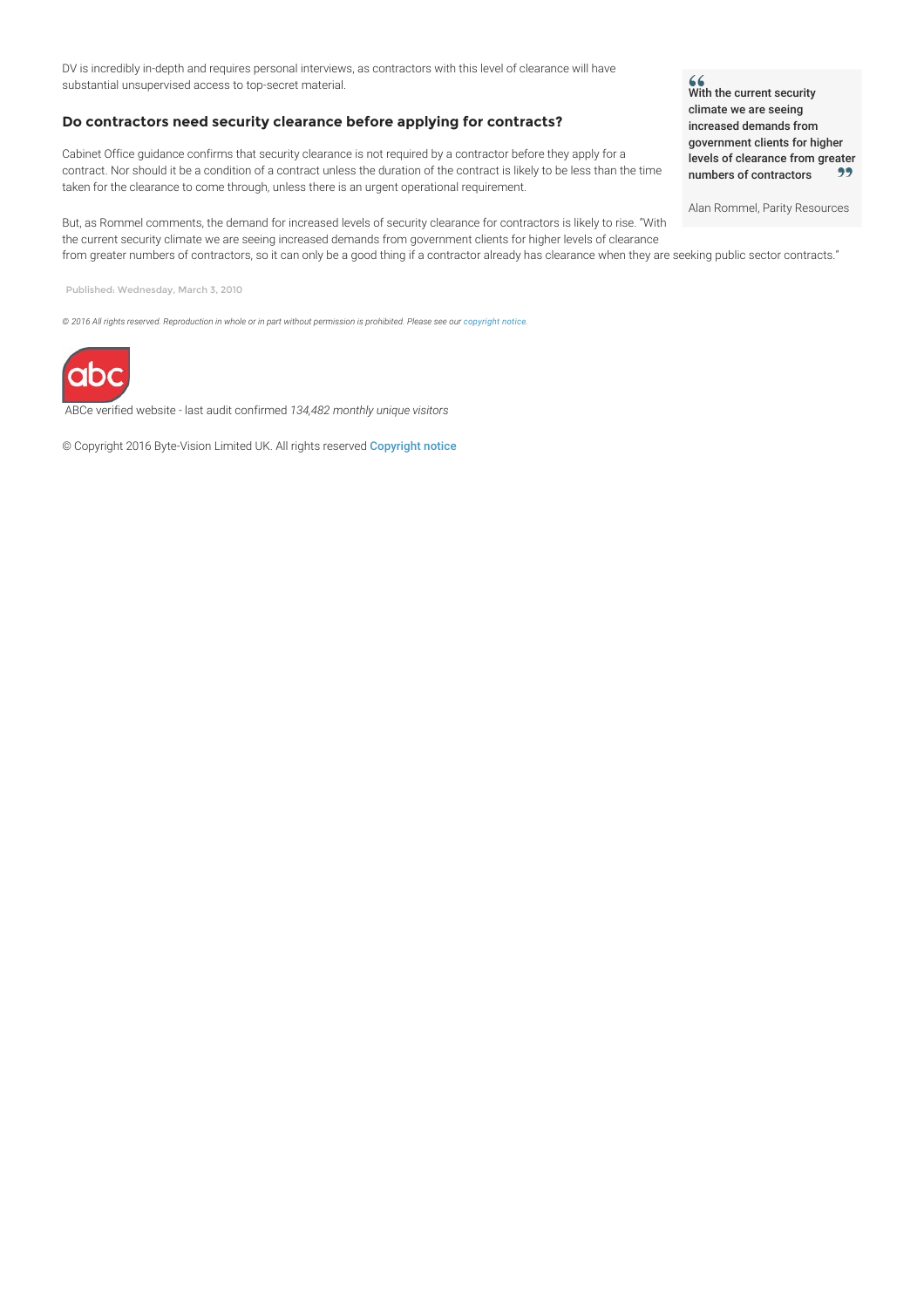DV is incredibly in-depth and requires personal interviews, as contractors with this level of clearance will have substantial unsupervised access to top-secret material.

> With the current security climate we are seeing increased demands from government clients for higher levels of clearance from greater numbers of contractors
>
> Alan Rommel, Parity Resources

## Do contractors need security clearance before applying for contracts?

Cabinet Office guidance confirms that security clearance is not required by a contractor before they apply for a contract. Nor should it be a condition of a contract unless the duration of the contract is likely to be less than the time taken for the clearance to come through, unless there is an urgent operational requirement.

But, as Rommel comments, the demand for increased levels of security clearance for contractors is likely to rise. "With the current security climate we are seeing increased demands from government clients for higher levels of clearance from greater numbers of contractors, so it can only be a good thing if a contractor already has clearance when they are seeking public sector contracts."

Published: Wednesday, March 3, 2010

*© 2016 All rights reserved. Reproduction in whole or in part without permission is prohibited. Please see our copyright notice.*

abc

ABCe verified website - last audit confirmed *134,482 monthly unique visitors*

© Copyright 2016 Byte-Vision Limited UK. All rights reserved **Copyright notice**